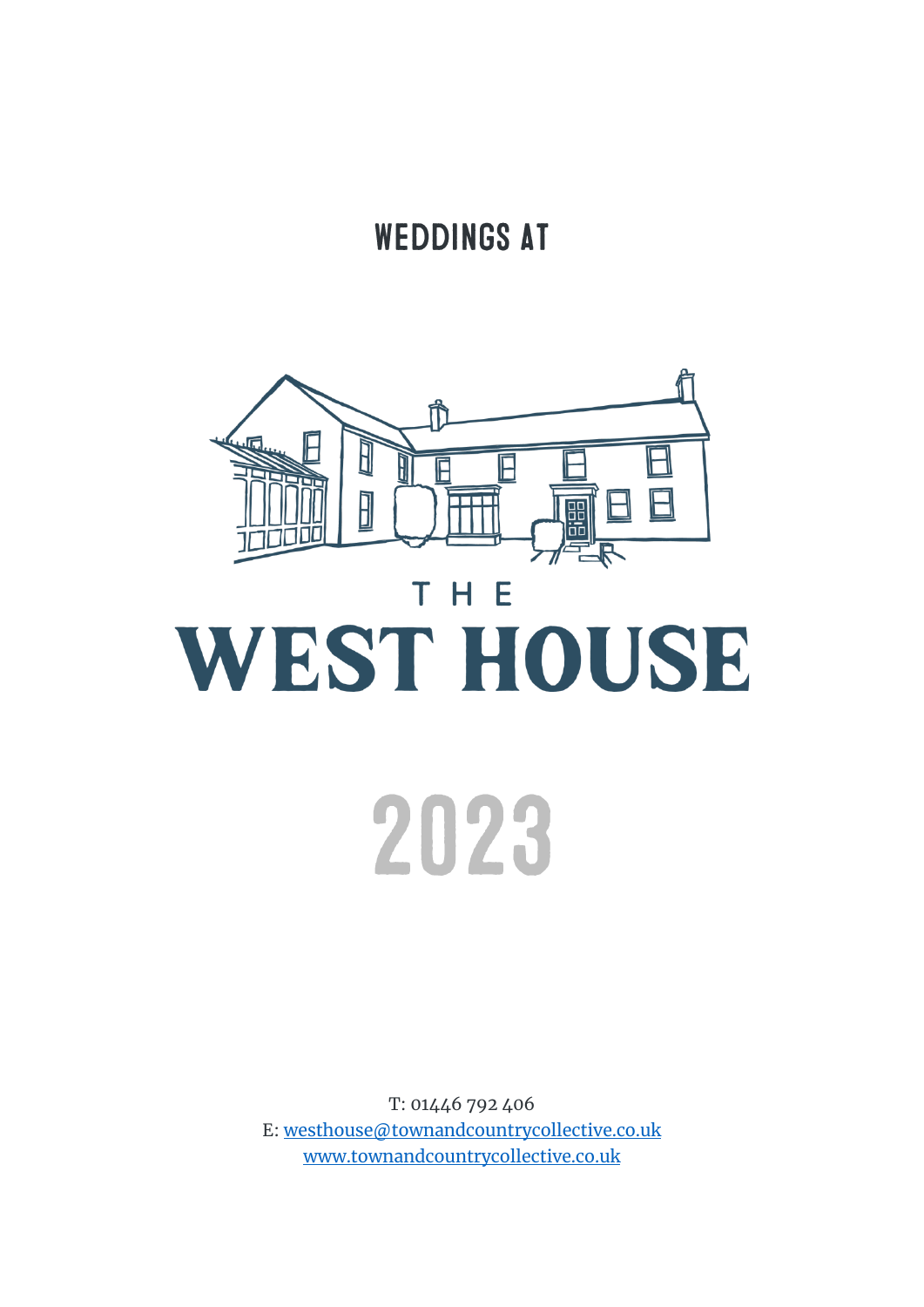# WEDDINGS AT

THE

# WEST HOUSE

# 2023

T: 01446 792 406
E: westhouse@townandcountrycollective.co.uk
www.townandcountrycollective.co.uk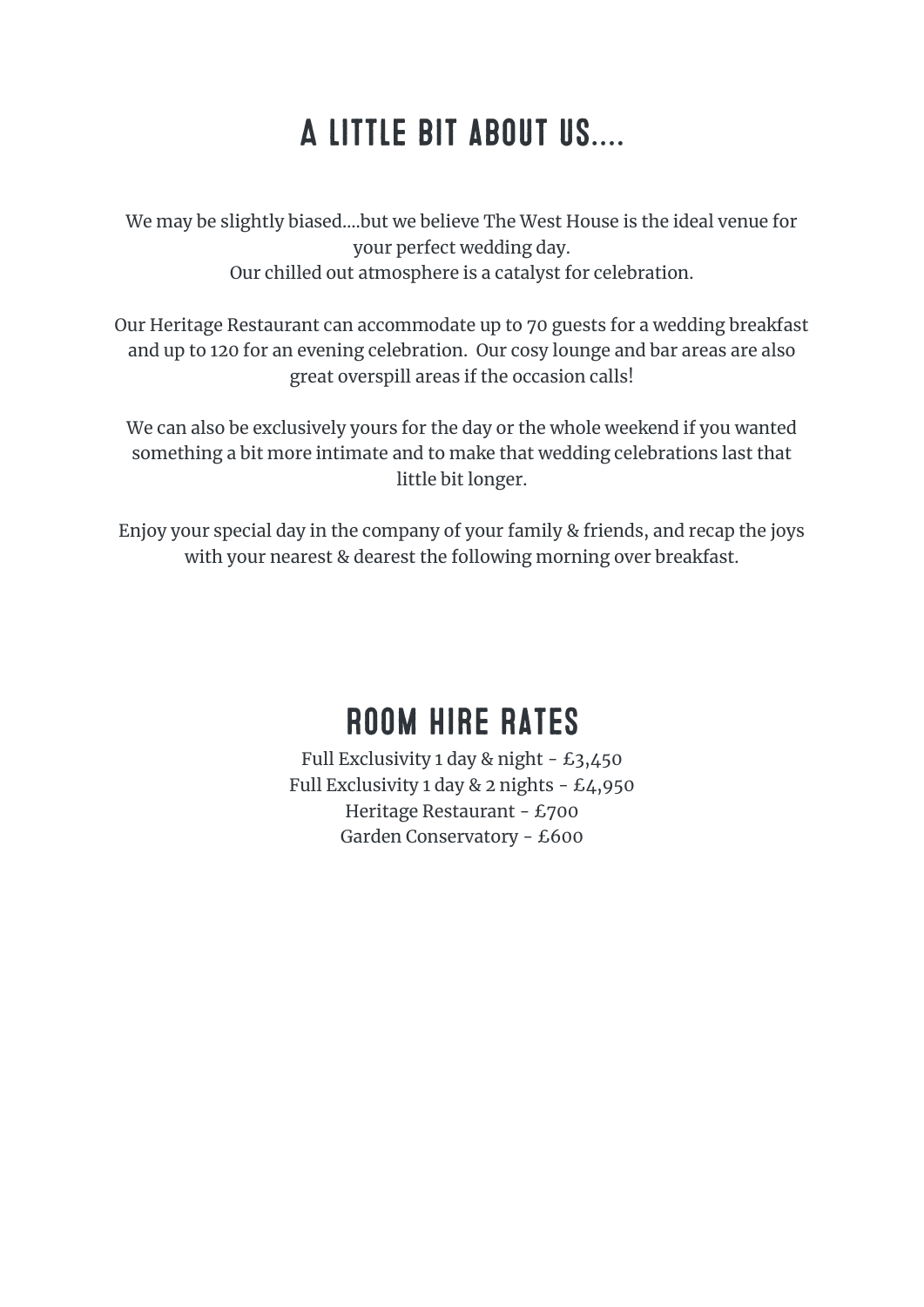# A LITTLE BIT ABOUT US....

We may be slightly biased....but we believe The West House is the ideal venue for your perfect wedding day.
Our chilled out atmosphere is a catalyst for celebration.

Our Heritage Restaurant can accommodate up to 70 guests for a wedding breakfast and up to 120 for an evening celebration. Our cosy lounge and bar areas are also great overspill areas if the occasion calls!

We can also be exclusively yours for the day or the whole weekend if you wanted something a bit more intimate and to make that wedding celebrations last that little bit longer.

Enjoy your special day in the company of your family & friends, and recap the joys with your nearest & dearest the following morning over breakfast.

# ROOM HIRE RATES

Full Exclusivity 1 day & night - £3,450
Full Exclusivity 1 day & 2 nights - £4,950
Heritage Restaurant - £700
Garden Conservatory - £600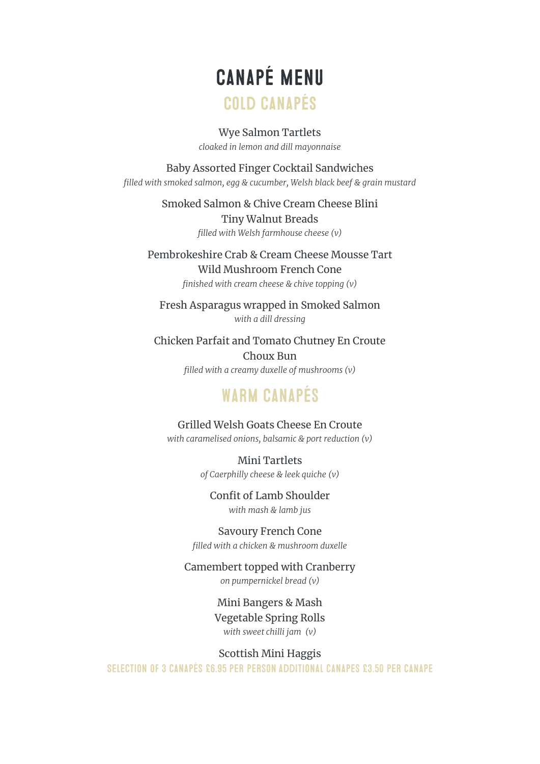# CANAPÉ MENU

## COLD CANAPÉS

Wye Salmon Tartlets
*cloaked in lemon and dill mayonnaise*

Baby Assorted Finger Cocktail Sandwiches
*filled with smoked salmon, egg & cucumber, Welsh black beef & grain mustard*

Smoked Salmon & Chive Cream Cheese Blini

Tiny Walnut Breads
*filled with Welsh farmhouse cheese (v)*

Pembrokeshire Crab & Cream Cheese Mousse Tart

Wild Mushroom French Cone
*finished with cream cheese & chive topping (v)*

Fresh Asparagus wrapped in Smoked Salmon
*with a dill dressing*

Chicken Parfait and Tomato Chutney En Croute

Choux Bun
*filled with a creamy duxelle of mushrooms (v)*

## WARM CANAPÉS

Grilled Welsh Goats Cheese En Croute
*with caramelised onions, balsamic & port reduction (v)*

Mini Tartlets
*of Caerphilly cheese & leek quiche (v)*

Confit of Lamb Shoulder
*with mash & lamb jus*

Savoury French Cone
*filled with a chicken & mushroom duxelle*

Camembert topped with Cranberry
*on pumpernickel bread (v)*

Mini Bangers & Mash

Vegetable Spring Rolls
*with sweet chilli jam (v)*

Scottish Mini Haggis

SELECTION OF 3 CANAPÉS £6.95 PER PERSON ADDITIONAL CANAPES £3.50 PER CANAPE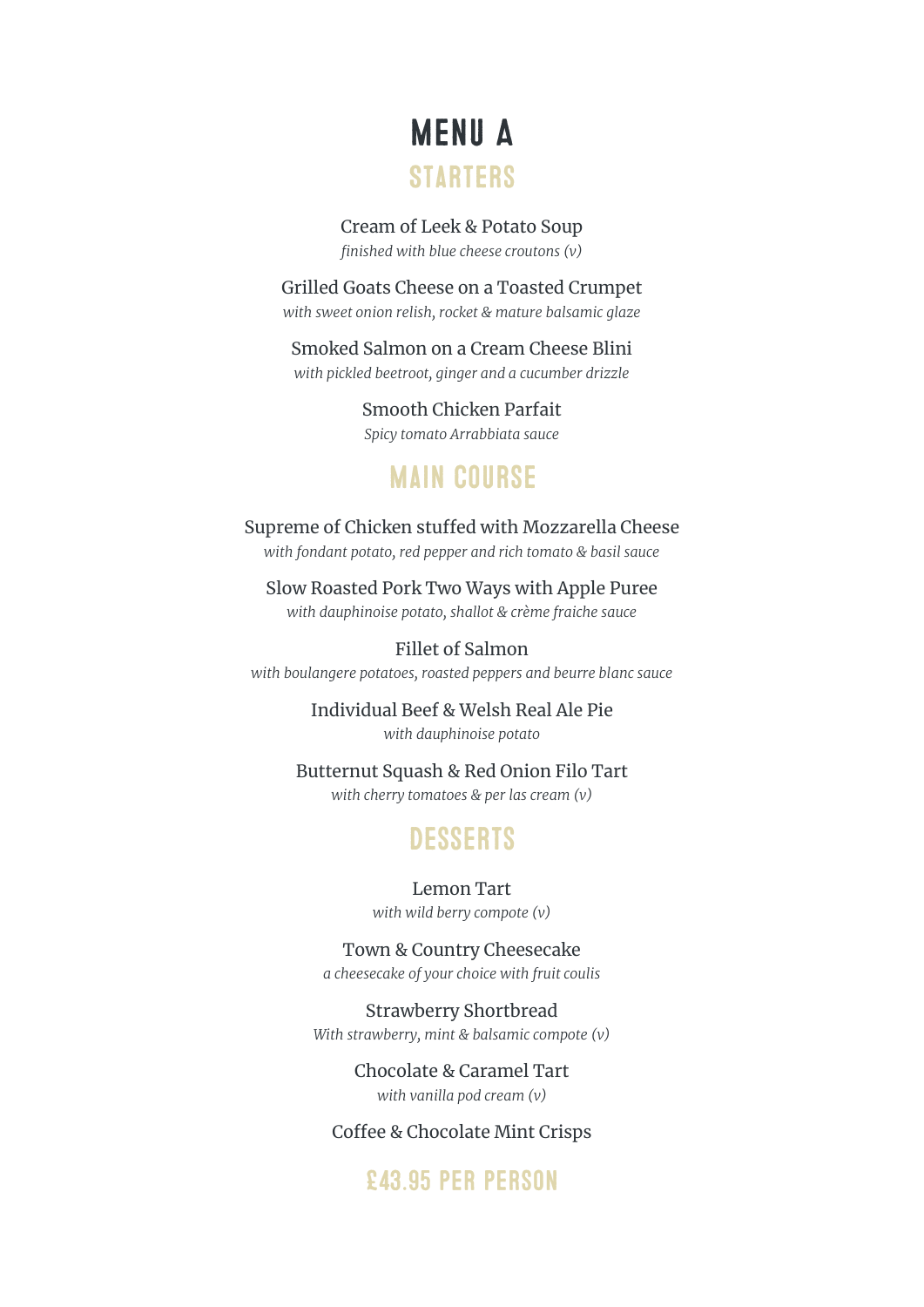# MENU A

## STARTERS

Cream of Leek & Potato Soup
*finished with blue cheese croutons (v)*

Grilled Goats Cheese on a Toasted Crumpet
*with sweet onion relish, rocket & mature balsamic glaze*

Smoked Salmon on a Cream Cheese Blini
*with pickled beetroot, ginger and a cucumber drizzle*

Smooth Chicken Parfait
*Spicy tomato Arrabbiata sauce*

## MAIN COURSE

Supreme of Chicken stuffed with Mozzarella Cheese
*with fondant potato, red pepper and rich tomato & basil sauce*

Slow Roasted Pork Two Ways with Apple Puree
*with dauphinoise potato, shallot & crème fraiche sauce*

Fillet of Salmon
*with boulangere potatoes, roasted peppers and beurre blanc sauce*

Individual Beef & Welsh Real Ale Pie
*with dauphinoise potato*

Butternut Squash & Red Onion Filo Tart
*with cherry tomatoes & per las cream (v)*

## DESSERTS

Lemon Tart
*with wild berry compote (v)*

Town & Country Cheesecake
*a cheesecake of your choice with fruit coulis*

Strawberry Shortbread
*With strawberry, mint & balsamic compote (v)*

Chocolate & Caramel Tart
*with vanilla pod cream (v)*

Coffee & Chocolate Mint Crisps

## £43.95 PER PERSON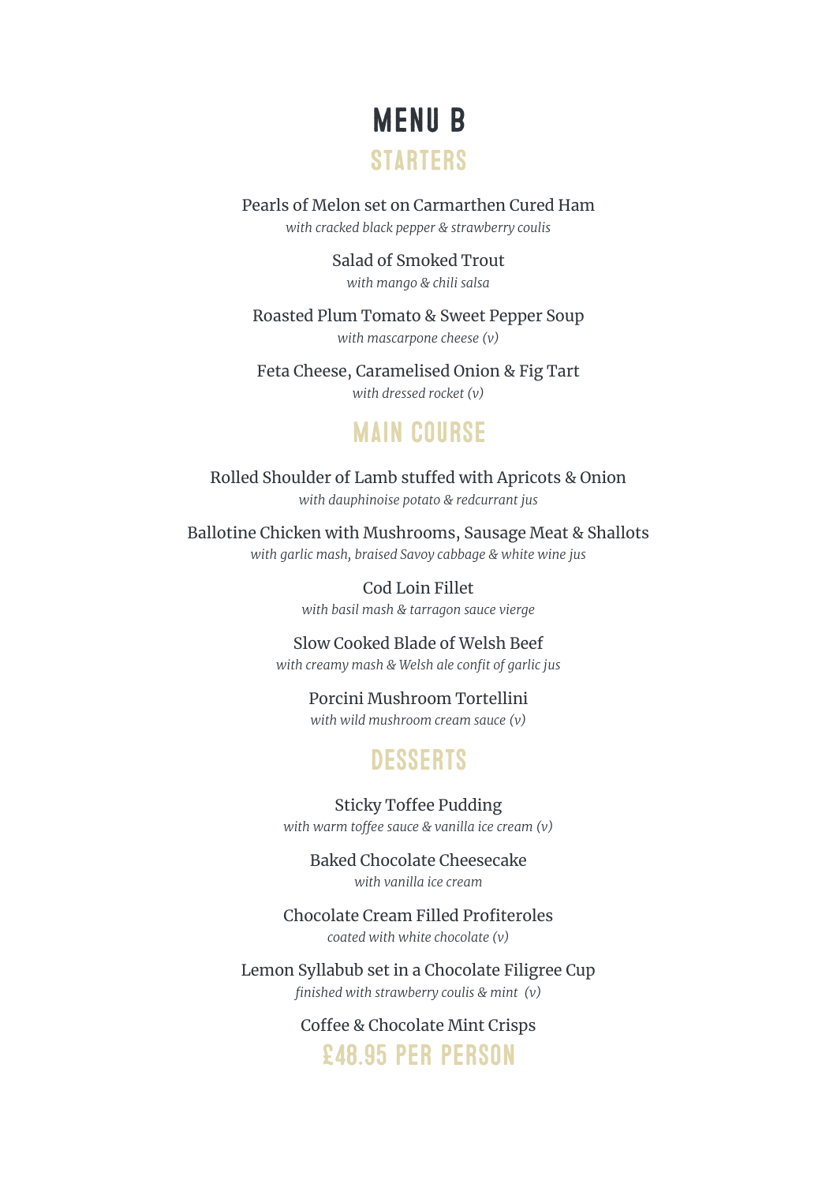# MENU B

## STARTERS

Pearls of Melon set on Carmarthen Cured Ham
*with cracked black pepper & strawberry coulis*

Salad of Smoked Trout
*with mango & chili salsa*

Roasted Plum Tomato & Sweet Pepper Soup
*with mascarpone cheese (v)*

Feta Cheese, Caramelised Onion & Fig Tart
*with dressed rocket (v)*

## MAIN COURSE

Rolled Shoulder of Lamb stuffed with Apricots & Onion
*with dauphinoise potato & redcurrant jus*

Ballotine Chicken with Mushrooms, Sausage Meat & Shallots
*with garlic mash, braised Savoy cabbage & white wine jus*

Cod Loin Fillet
*with basil mash & tarragon sauce vierge*

Slow Cooked Blade of Welsh Beef
*with creamy mash & Welsh ale confit of garlic jus*

Porcini Mushroom Tortellini
*with wild mushroom cream sauce (v)*

## DESSERTS

Sticky Toffee Pudding
*with warm toffee sauce & vanilla ice cream (v)*

Baked Chocolate Cheesecake
*with vanilla ice cream*

Chocolate Cream Filled Profiteroles
*coated with white chocolate (v)*

Lemon Syllabub set in a Chocolate Filigree Cup
*finished with strawberry coulis & mint (v)*

Coffee & Chocolate Mint Crisps

## £48.95 PER PERSON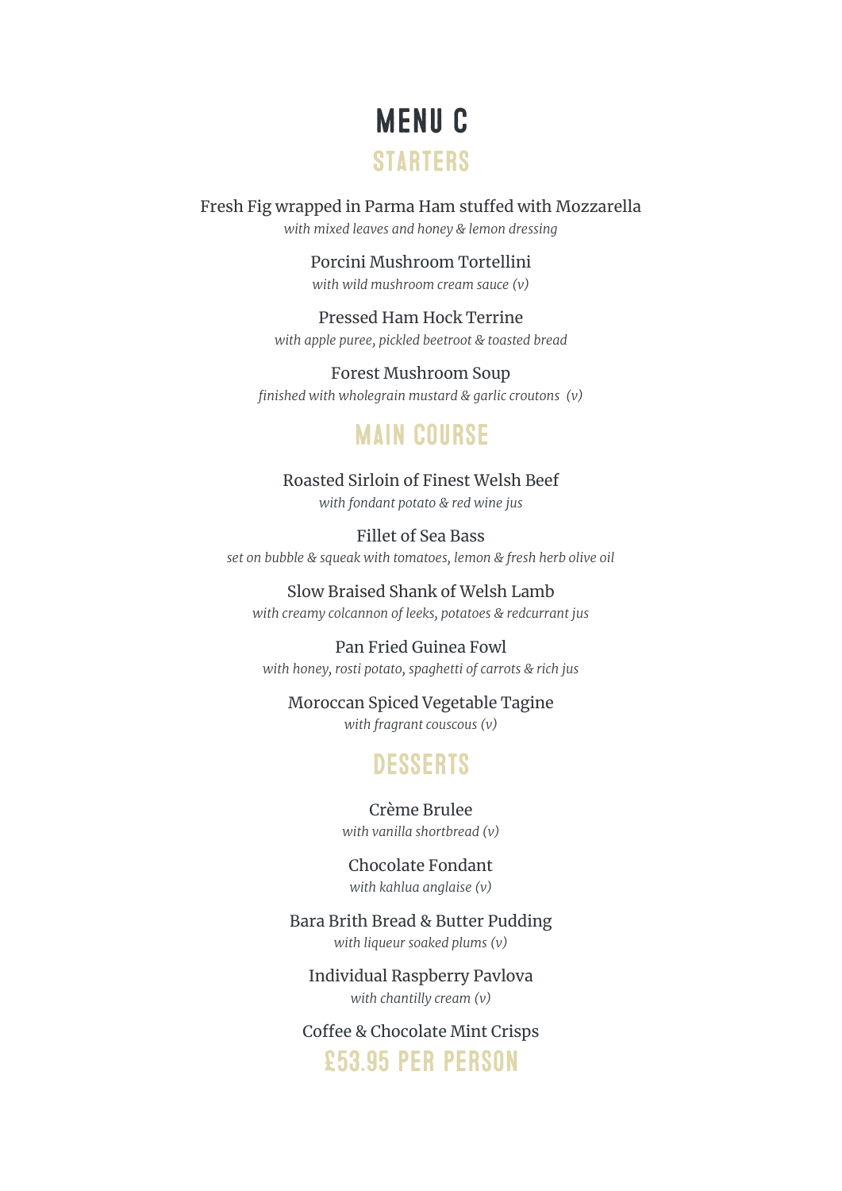# MENU C

## STARTERS

Fresh Fig wrapped in Parma Ham stuffed with Mozzarella
*with mixed leaves and honey & lemon dressing*

Porcini Mushroom Tortellini
*with wild mushroom cream sauce (v)*

Pressed Ham Hock Terrine
*with apple puree, pickled beetroot & toasted bread*

Forest Mushroom Soup
*finished with wholegrain mustard & garlic croutons (v)*

## MAIN COURSE

Roasted Sirloin of Finest Welsh Beef
*with fondant potato & red wine jus*

Fillet of Sea Bass
*set on bubble & squeak with tomatoes, lemon & fresh herb olive oil*

Slow Braised Shank of Welsh Lamb
*with creamy colcannon of leeks, potatoes & redcurrant jus*

Pan Fried Guinea Fowl
*with honey, rosti potato, spaghetti of carrots & rich jus*

Moroccan Spiced Vegetable Tagine
*with fragrant couscous (v)*

## DESSERTS

Crème Brulee
*with vanilla shortbread (v)*

Chocolate Fondant
*with kahlua anglaise (v)*

Bara Brith Bread & Butter Pudding
*with liqueur soaked plums (v)*

Individual Raspberry Pavlova
*with chantilly cream (v)*

Coffee & Chocolate Mint Crisps

## £53.95 PER PERSON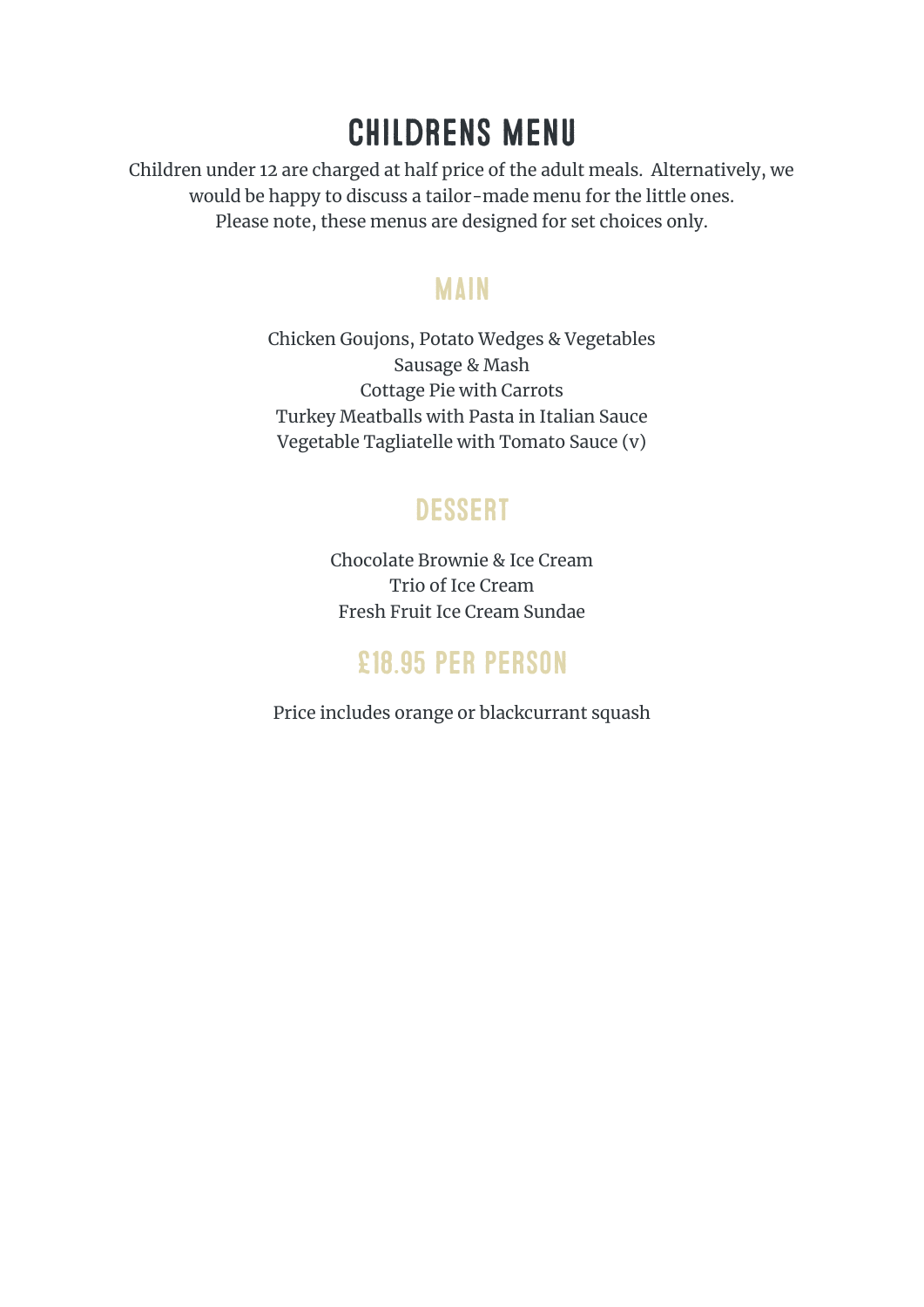# CHILDRENS MENU

Children under 12 are charged at half price of the adult meals. Alternatively, we would be happy to discuss a tailor-made menu for the little ones. Please note, these menus are designed for set choices only.

## MAIN

Chicken Goujons, Potato Wedges & Vegetables
Sausage & Mash
Cottage Pie with Carrots
Turkey Meatballs with Pasta in Italian Sauce
Vegetable Tagliatelle with Tomato Sauce (v)

## DESSERT

Chocolate Brownie & Ice Cream
Trio of Ice Cream
Fresh Fruit Ice Cream Sundae

## £18.95 PER PERSON

Price includes orange or blackcurrant squash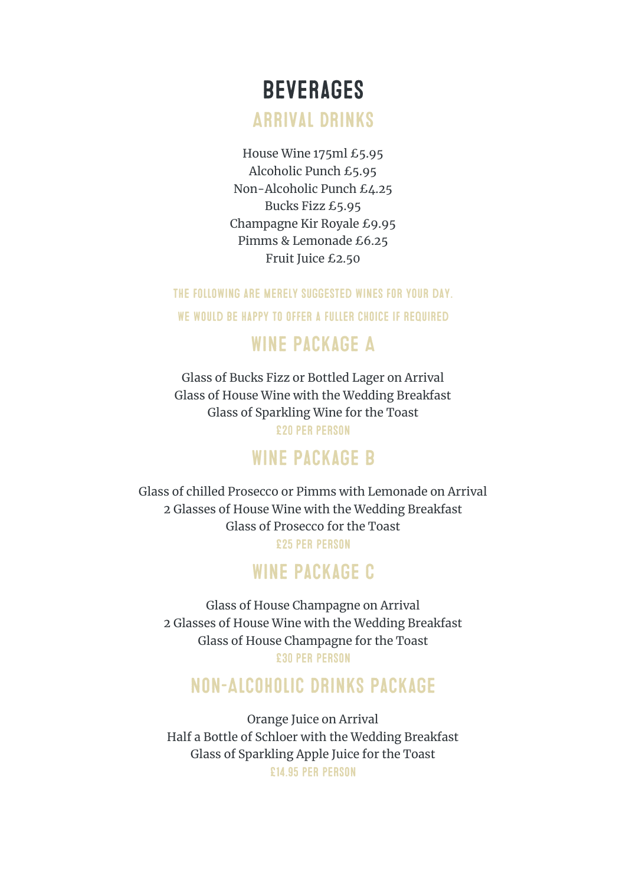# BEVERAGES

## ARRIVAL DRINKS

House Wine 175ml £5.95
Alcoholic Punch £5.95
Non-Alcoholic Punch £4.25
Bucks Fizz £5.95
Champagne Kir Royale £9.95
Pimms & Lemonade £6.25
Fruit Juice £2.50

THE FOLLOWING ARE MERELY SUGGESTED WINES FOR YOUR DAY.

WE WOULD BE HAPPY TO OFFER A FULLER CHOICE IF REQUIRED

## WINE PACKAGE A

Glass of Bucks Fizz or Bottled Lager on Arrival
Glass of House Wine with the Wedding Breakfast
Glass of Sparkling Wine for the Toast

£20 PER PERSON

## WINE PACKAGE B

Glass of chilled Prosecco or Pimms with Lemonade on Arrival
2 Glasses of House Wine with the Wedding Breakfast
Glass of Prosecco for the Toast

£25 PER PERSON

## WINE PACKAGE C

Glass of House Champagne on Arrival
2 Glasses of House Wine with the Wedding Breakfast
Glass of House Champagne for the Toast

£30 PER PERSON

## NON-ALCOHOLIC DRINKS PACKAGE

Orange Juice on Arrival
Half a Bottle of Schloer with the Wedding Breakfast
Glass of Sparkling Apple Juice for the Toast

£14.95 PER PERSON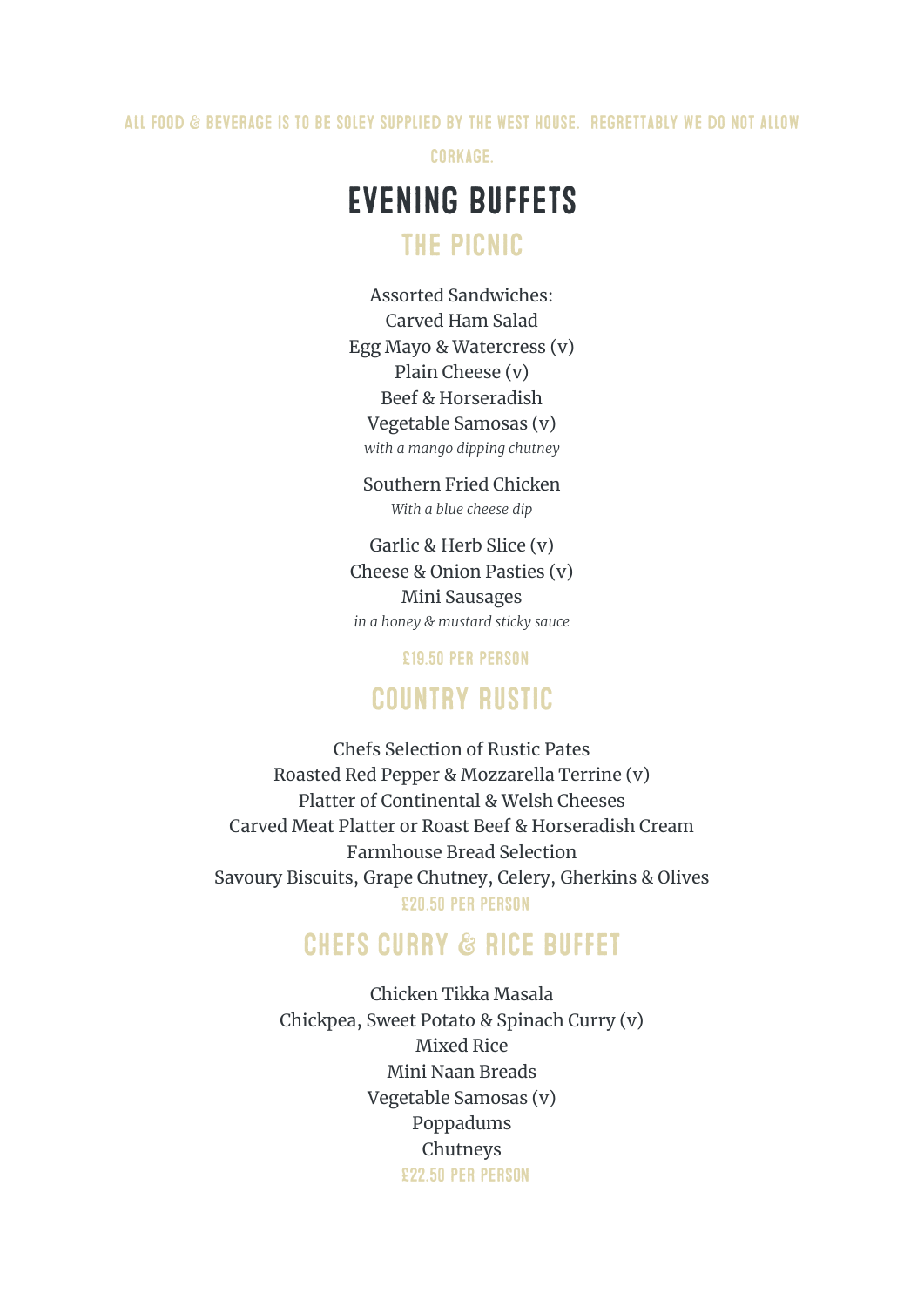ALL FOOD & BEVERAGE IS TO BE SOLEY SUPPLIED BY THE WEST HOUSE. REGRETTABLY WE DO NOT ALLOW CORKAGE.

# EVENING BUFFETS

## THE PICNIC

Assorted Sandwiches:
Carved Ham Salad
Egg Mayo & Watercress (v)
Plain Cheese (v)
Beef & Horseradish
Vegetable Samosas (v)
*with a mango dipping chutney*

Southern Fried Chicken
*With a blue cheese dip*

Garlic & Herb Slice (v)
Cheese & Onion Pasties (v)
Mini Sausages
*in a honey & mustard sticky sauce*

£19.50 PER PERSON

## COUNTRY RUSTIC

Chefs Selection of Rustic Pates
Roasted Red Pepper & Mozzarella Terrine (v)
Platter of Continental & Welsh Cheeses
Carved Meat Platter or Roast Beef & Horseradish Cream
Farmhouse Bread Selection
Savoury Biscuits, Grape Chutney, Celery, Gherkins & Olives

£20.50 PER PERSON

## CHEFS CURRY & RICE BUFFET

Chicken Tikka Masala
Chickpea, Sweet Potato & Spinach Curry (v)
Mixed Rice
Mini Naan Breads
Vegetable Samosas (v)
Poppadums
Chutneys

£22.50 PER PERSON